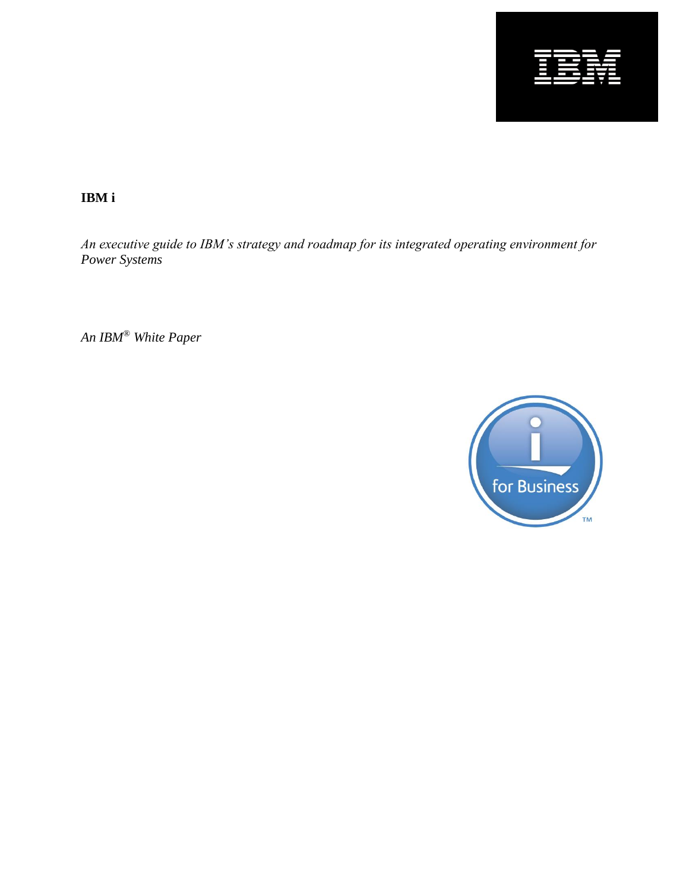**IBM i**

*An executive guide to IBM's strategy and roadmap for its integrated operating environment for Power Systems*

*An IBM® White Paper*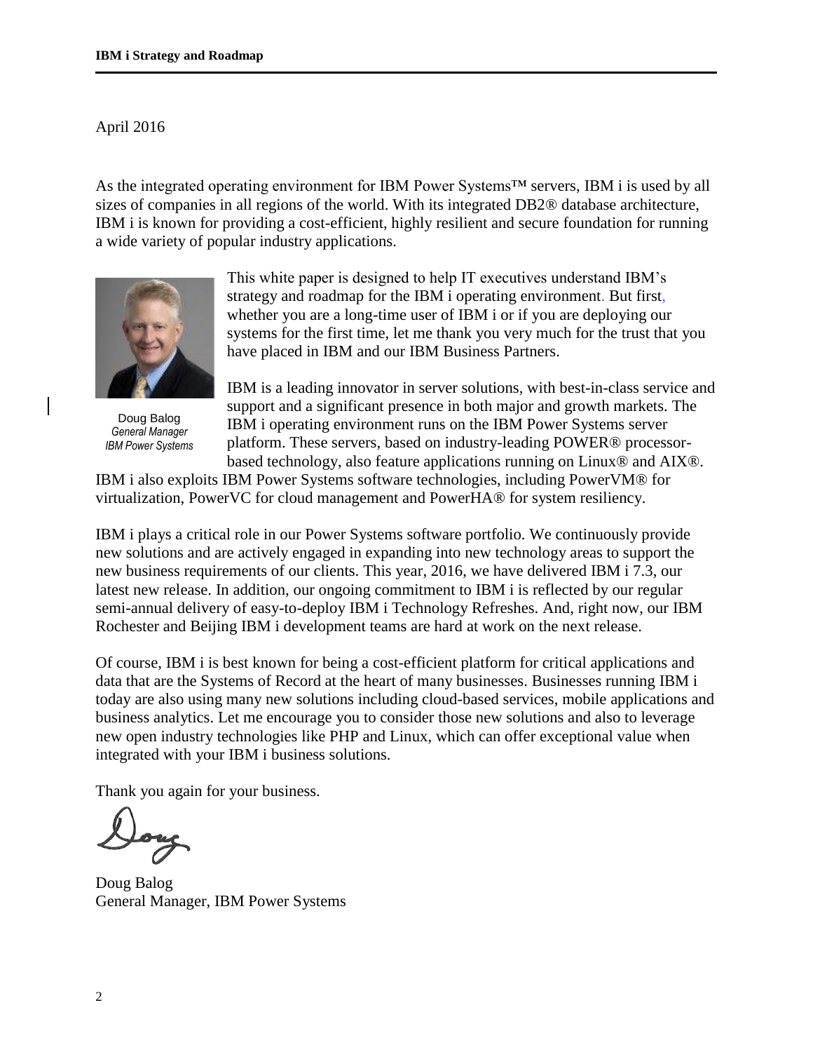April 2016

As the integrated operating environment for IBM Power Systems™ servers, IBM i is used by all sizes of companies in all regions of the world. With its integrated DB2® database architecture, IBM i is known for providing a cost-efficient, highly resilient and secure foundation for running a wide variety of popular industry applications.

Doug Balog
*General Manager*
*IBM Power Systems*

This white paper is designed to help IT executives understand IBM's strategy and roadmap for the IBM i operating environment. But first, whether you are a long-time user of IBM i or if you are deploying our systems for the first time, let me thank you very much for the trust that you have placed in IBM and our IBM Business Partners.

IBM is a leading innovator in server solutions, with best-in-class service and support and a significant presence in both major and growth markets. The IBM i operating environment runs on the IBM Power Systems server platform. These servers, based on industry-leading POWER® processor-based technology, also feature applications running on Linux® and AIX®. IBM i also exploits IBM Power Systems software technologies, including PowerVM® for virtualization, PowerVC for cloud management and PowerHA® for system resiliency.

IBM i plays a critical role in our Power Systems software portfolio. We continuously provide new solutions and are actively engaged in expanding into new technology areas to support the new business requirements of our clients. This year, 2016, we have delivered IBM i 7.3, our latest new release. In addition, our ongoing commitment to IBM i is reflected by our regular semi-annual delivery of easy-to-deploy IBM i Technology Refreshes. And, right now, our IBM Rochester and Beijing IBM i development teams are hard at work on the next release.

Of course, IBM i is best known for being a cost-efficient platform for critical applications and data that are the Systems of Record at the heart of many businesses. Businesses running IBM i today are also using many new solutions including cloud-based services, mobile applications and business analytics. Let me encourage you to consider those new solutions and also to leverage new open industry technologies like PHP and Linux, which can offer exceptional value when integrated with your IBM i business solutions.

Thank you again for your business.

Doug

Doug Balog
General Manager, IBM Power Systems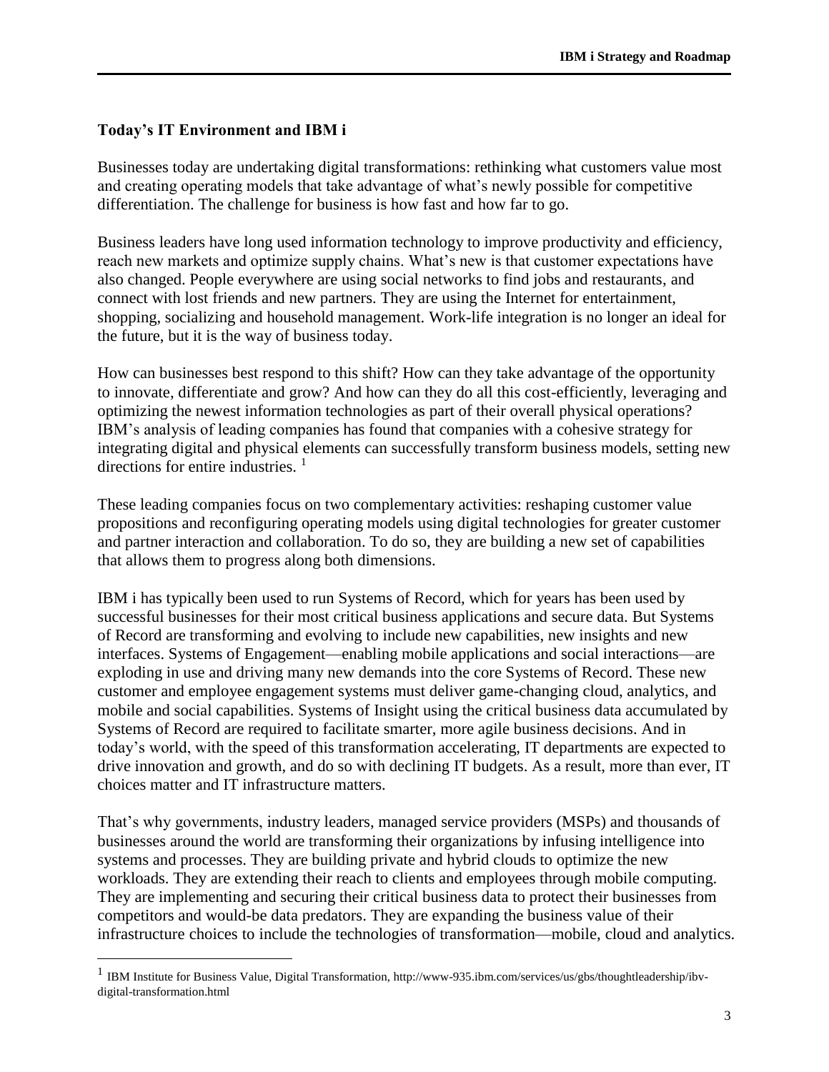## Today's IT Environment and IBM i

Businesses today are undertaking digital transformations: rethinking what customers value most and creating operating models that take advantage of what's newly possible for competitive differentiation. The challenge for business is how fast and how far to go.

Business leaders have long used information technology to improve productivity and efficiency, reach new markets and optimize supply chains. What's new is that customer expectations have also changed. People everywhere are using social networks to find jobs and restaurants, and connect with lost friends and new partners. They are using the Internet for entertainment, shopping, socializing and household management. Work-life integration is no longer an ideal for the future, but it is the way of business today.

How can businesses best respond to this shift? How can they take advantage of the opportunity to innovate, differentiate and grow? And how can they do all this cost-efficiently, leveraging and optimizing the newest information technologies as part of their overall physical operations? IBM's analysis of leading companies has found that companies with a cohesive strategy for integrating digital and physical elements can successfully transform business models, setting new directions for entire industries. [1]

These leading companies focus on two complementary activities: reshaping customer value propositions and reconfiguring operating models using digital technologies for greater customer and partner interaction and collaboration. To do so, they are building a new set of capabilities that allows them to progress along both dimensions.

IBM i has typically been used to run Systems of Record, which for years has been used by successful businesses for their most critical business applications and secure data. But Systems of Record are transforming and evolving to include new capabilities, new insights and new interfaces. Systems of Engagement—enabling mobile applications and social interactions—are exploding in use and driving many new demands into the core Systems of Record. These new customer and employee engagement systems must deliver game-changing cloud, analytics, and mobile and social capabilities. Systems of Insight using the critical business data accumulated by Systems of Record are required to facilitate smarter, more agile business decisions. And in today's world, with the speed of this transformation accelerating, IT departments are expected to drive innovation and growth, and do so with declining IT budgets. As a result, more than ever, IT choices matter and IT infrastructure matters.

That's why governments, industry leaders, managed service providers (MSPs) and thousands of businesses around the world are transforming their organizations by infusing intelligence into systems and processes. They are building private and hybrid clouds to optimize the new workloads. They are extending their reach to clients and employees through mobile computing. They are implementing and securing their critical business data to protect their businesses from competitors and would-be data predators. They are expanding the business value of their infrastructure choices to include the technologies of transformation—mobile, cloud and analytics.

---

[1] IBM Institute for Business Value, Digital Transformation, http://www-935.ibm.com/services/us/gbs/thoughtleadership/ibv-digital-transformation.html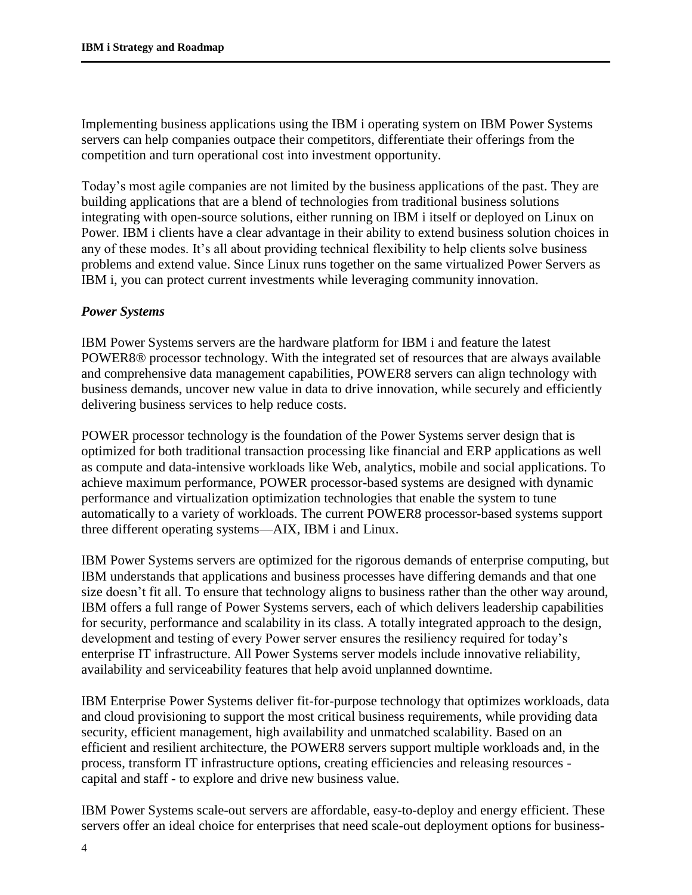Implementing business applications using the IBM i operating system on IBM Power Systems servers can help companies outpace their competitors, differentiate their offerings from the competition and turn operational cost into investment opportunity.

Today's most agile companies are not limited by the business applications of the past. They are building applications that are a blend of technologies from traditional business solutions integrating with open-source solutions, either running on IBM i itself or deployed on Linux on Power. IBM i clients have a clear advantage in their ability to extend business solution choices in any of these modes. It's all about providing technical flexibility to help clients solve business problems and extend value. Since Linux runs together on the same virtualized Power Servers as IBM i, you can protect current investments while leveraging community innovation.

### *Power Systems*

IBM Power Systems servers are the hardware platform for IBM i and feature the latest POWER8® processor technology. With the integrated set of resources that are always available and comprehensive data management capabilities, POWER8 servers can align technology with business demands, uncover new value in data to drive innovation, while securely and efficiently delivering business services to help reduce costs.

POWER processor technology is the foundation of the Power Systems server design that is optimized for both traditional transaction processing like financial and ERP applications as well as compute and data-intensive workloads like Web, analytics, mobile and social applications. To achieve maximum performance, POWER processor-based systems are designed with dynamic performance and virtualization optimization technologies that enable the system to tune automatically to a variety of workloads. The current POWER8 processor-based systems support three different operating systems—AIX, IBM i and Linux.

IBM Power Systems servers are optimized for the rigorous demands of enterprise computing, but IBM understands that applications and business processes have differing demands and that one size doesn't fit all. To ensure that technology aligns to business rather than the other way around, IBM offers a full range of Power Systems servers, each of which delivers leadership capabilities for security, performance and scalability in its class. A totally integrated approach to the design, development and testing of every Power server ensures the resiliency required for today's enterprise IT infrastructure. All Power Systems server models include innovative reliability, availability and serviceability features that help avoid unplanned downtime.

IBM Enterprise Power Systems deliver fit-for-purpose technology that optimizes workloads, data and cloud provisioning to support the most critical business requirements, while providing data security, efficient management, high availability and unmatched scalability. Based on an efficient and resilient architecture, the POWER8 servers support multiple workloads and, in the process, transform IT infrastructure options, creating efficiencies and releasing resources - capital and staff - to explore and drive new business value.

IBM Power Systems scale-out servers are affordable, easy-to-deploy and energy efficient. These servers offer an ideal choice for enterprises that need scale-out deployment options for business-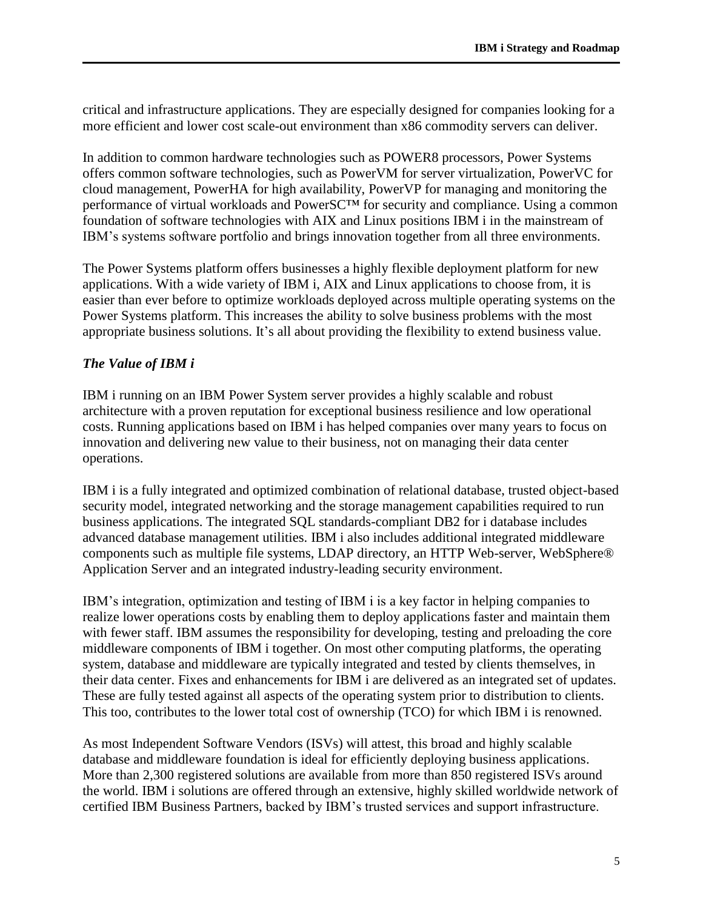critical and infrastructure applications. They are especially designed for companies looking for a more efficient and lower cost scale-out environment than x86 commodity servers can deliver.

In addition to common hardware technologies such as POWER8 processors, Power Systems offers common software technologies, such as PowerVM for server virtualization, PowerVC for cloud management, PowerHA for high availability, PowerVP for managing and monitoring the performance of virtual workloads and PowerSC™ for security and compliance. Using a common foundation of software technologies with AIX and Linux positions IBM i in the mainstream of IBM's systems software portfolio and brings innovation together from all three environments.

The Power Systems platform offers businesses a highly flexible deployment platform for new applications. With a wide variety of IBM i, AIX and Linux applications to choose from, it is easier than ever before to optimize workloads deployed across multiple operating systems on the Power Systems platform. This increases the ability to solve business problems with the most appropriate business solutions. It's all about providing the flexibility to extend business value.

### *The Value of IBM i*

IBM i running on an IBM Power System server provides a highly scalable and robust architecture with a proven reputation for exceptional business resilience and low operational costs. Running applications based on IBM i has helped companies over many years to focus on innovation and delivering new value to their business, not on managing their data center operations.

IBM i is a fully integrated and optimized combination of relational database, trusted object-based security model, integrated networking and the storage management capabilities required to run business applications. The integrated SQL standards-compliant DB2 for i database includes advanced database management utilities. IBM i also includes additional integrated middleware components such as multiple file systems, LDAP directory, an HTTP Web-server, WebSphere® Application Server and an integrated industry-leading security environment.

IBM's integration, optimization and testing of IBM i is a key factor in helping companies to realize lower operations costs by enabling them to deploy applications faster and maintain them with fewer staff. IBM assumes the responsibility for developing, testing and preloading the core middleware components of IBM i together. On most other computing platforms, the operating system, database and middleware are typically integrated and tested by clients themselves, in their data center. Fixes and enhancements for IBM i are delivered as an integrated set of updates. These are fully tested against all aspects of the operating system prior to distribution to clients. This too, contributes to the lower total cost of ownership (TCO) for which IBM i is renowned.

As most Independent Software Vendors (ISVs) will attest, this broad and highly scalable database and middleware foundation is ideal for efficiently deploying business applications. More than 2,300 registered solutions are available from more than 850 registered ISVs around the world. IBM i solutions are offered through an extensive, highly skilled worldwide network of certified IBM Business Partners, backed by IBM's trusted services and support infrastructure.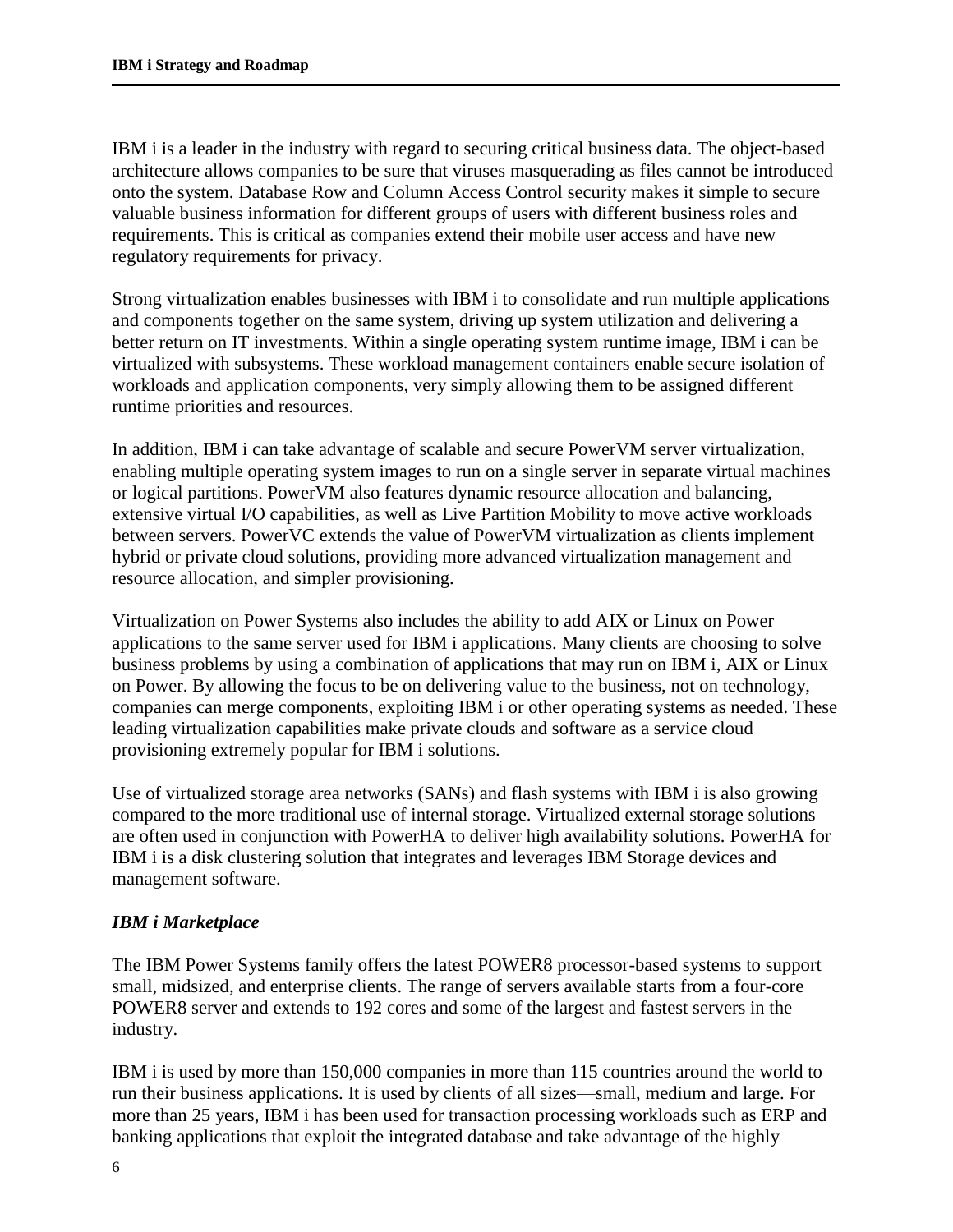IBM i is a leader in the industry with regard to securing critical business data. The object-based architecture allows companies to be sure that viruses masquerading as files cannot be introduced onto the system. Database Row and Column Access Control security makes it simple to secure valuable business information for different groups of users with different business roles and requirements. This is critical as companies extend their mobile user access and have new regulatory requirements for privacy.

Strong virtualization enables businesses with IBM i to consolidate and run multiple applications and components together on the same system, driving up system utilization and delivering a better return on IT investments. Within a single operating system runtime image, IBM i can be virtualized with subsystems. These workload management containers enable secure isolation of workloads and application components, very simply allowing them to be assigned different runtime priorities and resources.

In addition, IBM i can take advantage of scalable and secure PowerVM server virtualization, enabling multiple operating system images to run on a single server in separate virtual machines or logical partitions. PowerVM also features dynamic resource allocation and balancing, extensive virtual I/O capabilities, as well as Live Partition Mobility to move active workloads between servers. PowerVC extends the value of PowerVM virtualization as clients implement hybrid or private cloud solutions, providing more advanced virtualization management and resource allocation, and simpler provisioning.

Virtualization on Power Systems also includes the ability to add AIX or Linux on Power applications to the same server used for IBM i applications. Many clients are choosing to solve business problems by using a combination of applications that may run on IBM i, AIX or Linux on Power. By allowing the focus to be on delivering value to the business, not on technology, companies can merge components, exploiting IBM i or other operating systems as needed. These leading virtualization capabilities make private clouds and software as a service cloud provisioning extremely popular for IBM i solutions.

Use of virtualized storage area networks (SANs) and flash systems with IBM i is also growing compared to the more traditional use of internal storage. Virtualized external storage solutions are often used in conjunction with PowerHA to deliver high availability solutions. PowerHA for IBM i is a disk clustering solution that integrates and leverages IBM Storage devices and management software.

### *IBM i Marketplace*

The IBM Power Systems family offers the latest POWER8 processor-based systems to support small, midsized, and enterprise clients. The range of servers available starts from a four-core POWER8 server and extends to 192 cores and some of the largest and fastest servers in the industry.

IBM i is used by more than 150,000 companies in more than 115 countries around the world to run their business applications. It is used by clients of all sizes—small, medium and large. For more than 25 years, IBM i has been used for transaction processing workloads such as ERP and banking applications that exploit the integrated database and take advantage of the highly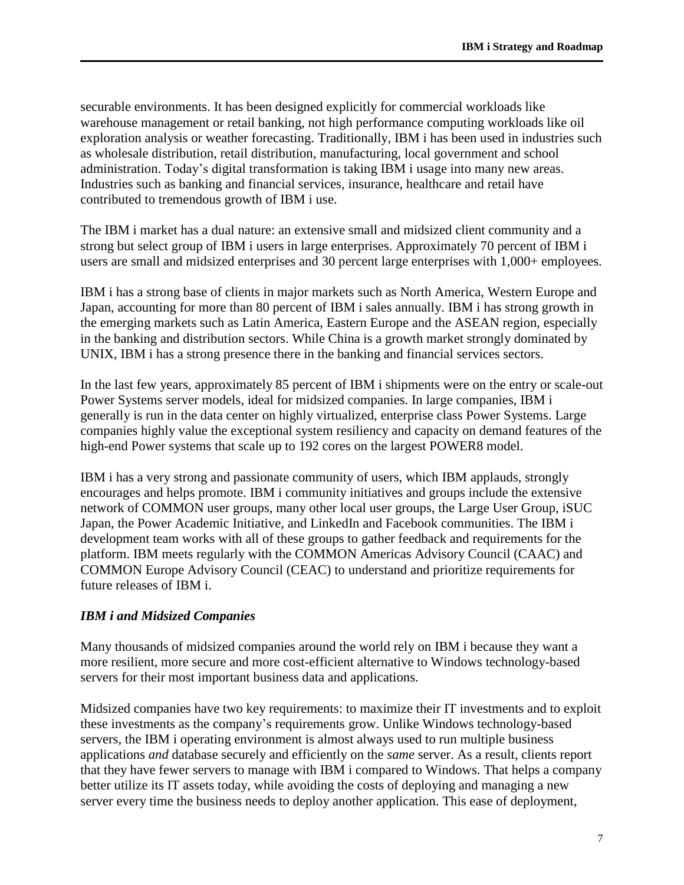securable environments. It has been designed explicitly for commercial workloads like warehouse management or retail banking, not high performance computing workloads like oil exploration analysis or weather forecasting. Traditionally, IBM i has been used in industries such as wholesale distribution, retail distribution, manufacturing, local government and school administration. Today's digital transformation is taking IBM i usage into many new areas. Industries such as banking and financial services, insurance, healthcare and retail have contributed to tremendous growth of IBM i use.

The IBM i market has a dual nature: an extensive small and midsized client community and a strong but select group of IBM i users in large enterprises. Approximately 70 percent of IBM i users are small and midsized enterprises and 30 percent large enterprises with 1,000+ employees.

IBM i has a strong base of clients in major markets such as North America, Western Europe and Japan, accounting for more than 80 percent of IBM i sales annually. IBM i has strong growth in the emerging markets such as Latin America, Eastern Europe and the ASEAN region, especially in the banking and distribution sectors. While China is a growth market strongly dominated by UNIX, IBM i has a strong presence there in the banking and financial services sectors.

In the last few years, approximately 85 percent of IBM i shipments were on the entry or scale-out Power Systems server models, ideal for midsized companies. In large companies, IBM i generally is run in the data center on highly virtualized, enterprise class Power Systems. Large companies highly value the exceptional system resiliency and capacity on demand features of the high-end Power systems that scale up to 192 cores on the largest POWER8 model.

IBM i has a very strong and passionate community of users, which IBM applauds, strongly encourages and helps promote. IBM i community initiatives and groups include the extensive network of COMMON user groups, many other local user groups, the Large User Group, iSUC Japan, the Power Academic Initiative, and LinkedIn and Facebook communities. The IBM i development team works with all of these groups to gather feedback and requirements for the platform. IBM meets regularly with the COMMON Americas Advisory Council (CAAC) and COMMON Europe Advisory Council (CEAC) to understand and prioritize requirements for future releases of IBM i.

### *IBM i and Midsized Companies*

Many thousands of midsized companies around the world rely on IBM i because they want a more resilient, more secure and more cost-efficient alternative to Windows technology-based servers for their most important business data and applications.

Midsized companies have two key requirements: to maximize their IT investments and to exploit these investments as the company's requirements grow. Unlike Windows technology-based servers, the IBM i operating environment is almost always used to run multiple business applications *and* database securely and efficiently on the *same* server. As a result, clients report that they have fewer servers to manage with IBM i compared to Windows. That helps a company better utilize its IT assets today, while avoiding the costs of deploying and managing a new server every time the business needs to deploy another application. This ease of deployment,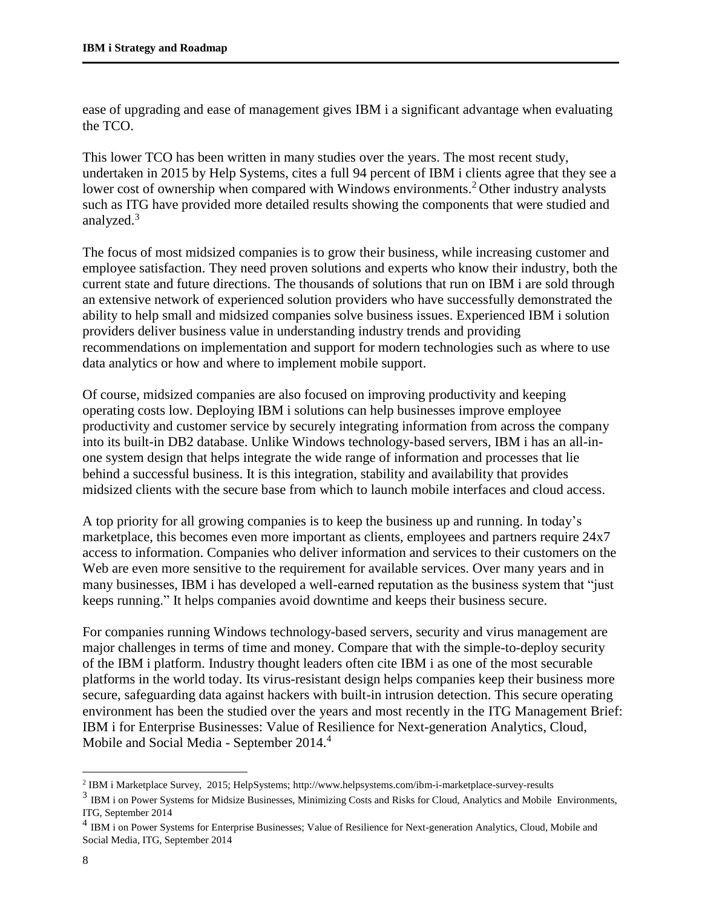ease of upgrading and ease of management gives IBM i a significant advantage when evaluating the TCO.

This lower TCO has been written in many studies over the years. The most recent study, undertaken in 2015 by Help Systems, cites a full 94 percent of IBM i clients agree that they see a lower cost of ownership when compared with Windows environments.[2] Other industry analysts such as ITG have provided more detailed results showing the components that were studied and analyzed.[3]

The focus of most midsized companies is to grow their business, while increasing customer and employee satisfaction. They need proven solutions and experts who know their industry, both the current state and future directions. The thousands of solutions that run on IBM i are sold through an extensive network of experienced solution providers who have successfully demonstrated the ability to help small and midsized companies solve business issues. Experienced IBM i solution providers deliver business value in understanding industry trends and providing recommendations on implementation and support for modern technologies such as where to use data analytics or how and where to implement mobile support.

Of course, midsized companies are also focused on improving productivity and keeping operating costs low. Deploying IBM i solutions can help businesses improve employee productivity and customer service by securely integrating information from across the company into its built-in DB2 database. Unlike Windows technology-based servers, IBM i has an all-in-one system design that helps integrate the wide range of information and processes that lie behind a successful business. It is this integration, stability and availability that provides midsized clients with the secure base from which to launch mobile interfaces and cloud access.

A top priority for all growing companies is to keep the business up and running. In today's marketplace, this becomes even more important as clients, employees and partners require 24x7 access to information. Companies who deliver information and services to their customers on the Web are even more sensitive to the requirement for available services. Over many years and in many businesses, IBM i has developed a well-earned reputation as the business system that "just keeps running." It helps companies avoid downtime and keeps their business secure.

For companies running Windows technology-based servers, security and virus management are major challenges in terms of time and money. Compare that with the simple-to-deploy security of the IBM i platform. Industry thought leaders often cite IBM i as one of the most securable platforms in the world today. Its virus-resistant design helps companies keep their business more secure, safeguarding data against hackers with built-in intrusion detection. This secure operating environment has been the studied over the years and most recently in the ITG Management Brief: IBM i for Enterprise Businesses: Value of Resilience for Next-generation Analytics, Cloud, Mobile and Social Media - September 2014.[4]

---

[2] IBM i Marketplace Survey, 2015; HelpSystems; http://www.helpsystems.com/ibm-i-marketplace-survey-results

[3] IBM i on Power Systems for Midsize Businesses, Minimizing Costs and Risks for Cloud, Analytics and Mobile Environments, ITG, September 2014

[4] IBM i on Power Systems for Enterprise Businesses; Value of Resilience for Next-generation Analytics, Cloud, Mobile and Social Media, ITG, September 2014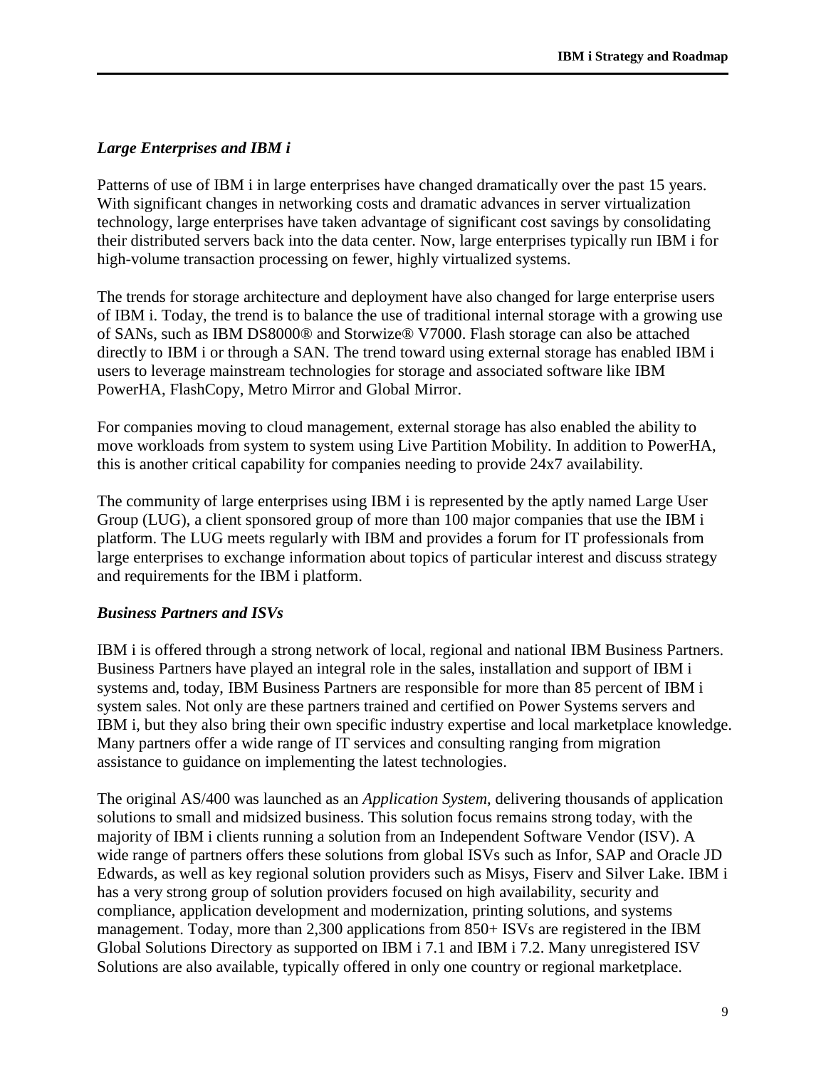### *Large Enterprises and IBM i*

Patterns of use of IBM i in large enterprises have changed dramatically over the past 15 years. With significant changes in networking costs and dramatic advances in server virtualization technology, large enterprises have taken advantage of significant cost savings by consolidating their distributed servers back into the data center. Now, large enterprises typically run IBM i for high-volume transaction processing on fewer, highly virtualized systems.

The trends for storage architecture and deployment have also changed for large enterprise users of IBM i. Today, the trend is to balance the use of traditional internal storage with a growing use of SANs, such as IBM DS8000® and Storwize® V7000. Flash storage can also be attached directly to IBM i or through a SAN. The trend toward using external storage has enabled IBM i users to leverage mainstream technologies for storage and associated software like IBM PowerHA, FlashCopy, Metro Mirror and Global Mirror.

For companies moving to cloud management, external storage has also enabled the ability to move workloads from system to system using Live Partition Mobility. In addition to PowerHA, this is another critical capability for companies needing to provide 24x7 availability.

The community of large enterprises using IBM i is represented by the aptly named Large User Group (LUG), a client sponsored group of more than 100 major companies that use the IBM i platform. The LUG meets regularly with IBM and provides a forum for IT professionals from large enterprises to exchange information about topics of particular interest and discuss strategy and requirements for the IBM i platform.

### *Business Partners and ISVs*

IBM i is offered through a strong network of local, regional and national IBM Business Partners. Business Partners have played an integral role in the sales, installation and support of IBM i systems and, today, IBM Business Partners are responsible for more than 85 percent of IBM i system sales. Not only are these partners trained and certified on Power Systems servers and IBM i, but they also bring their own specific industry expertise and local marketplace knowledge. Many partners offer a wide range of IT services and consulting ranging from migration assistance to guidance on implementing the latest technologies.

The original AS/400 was launched as an *Application System*, delivering thousands of application solutions to small and midsized business. This solution focus remains strong today, with the majority of IBM i clients running a solution from an Independent Software Vendor (ISV). A wide range of partners offers these solutions from global ISVs such as Infor, SAP and Oracle JD Edwards, as well as key regional solution providers such as Misys, Fiserv and Silver Lake. IBM i has a very strong group of solution providers focused on high availability, security and compliance, application development and modernization, printing solutions, and systems management. Today, more than 2,300 applications from 850+ ISVs are registered in the IBM Global Solutions Directory as supported on IBM i 7.1 and IBM i 7.2. Many unregistered ISV Solutions are also available, typically offered in only one country or regional marketplace.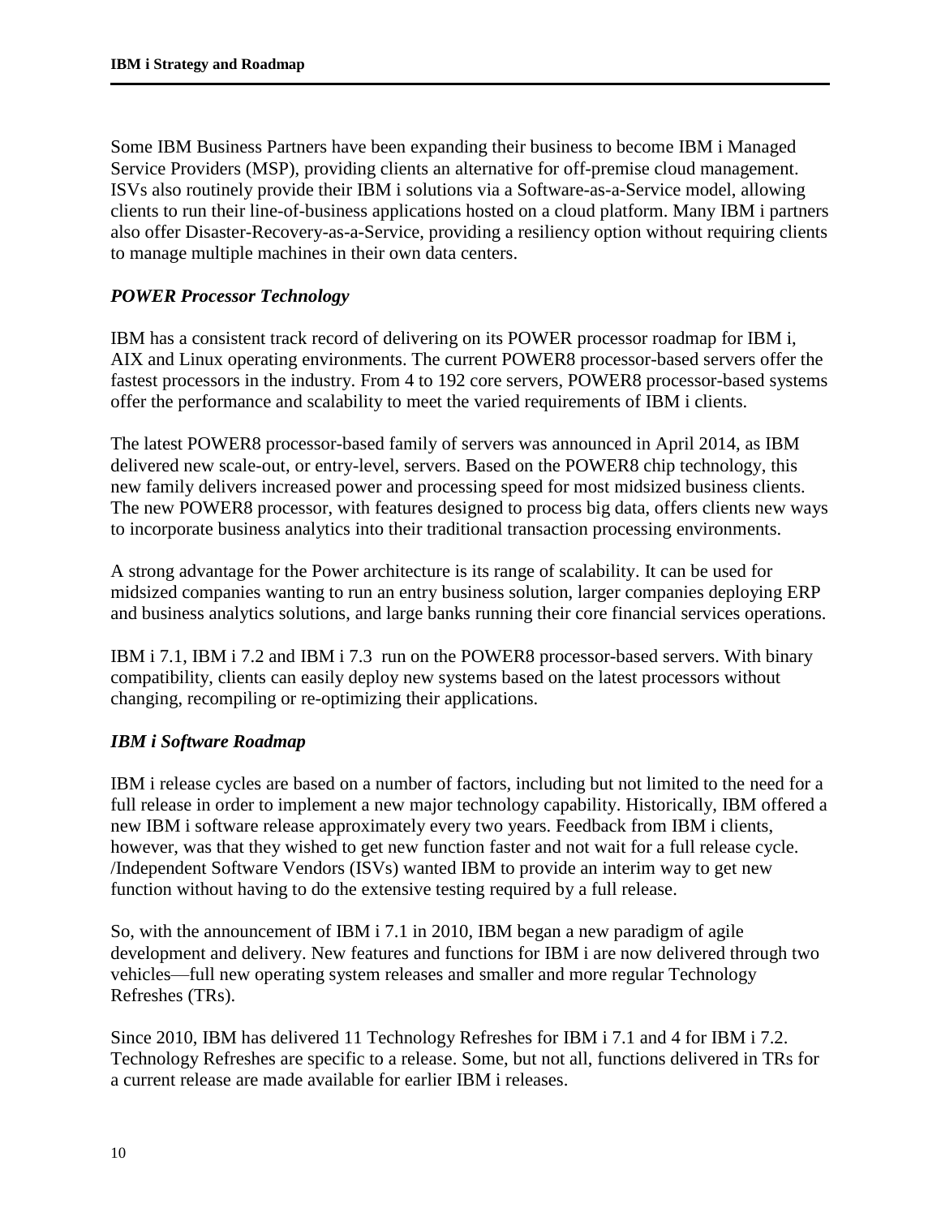Some IBM Business Partners have been expanding their business to become IBM i Managed Service Providers (MSP), providing clients an alternative for off-premise cloud management. ISVs also routinely provide their IBM i solutions via a Software-as-a-Service model, allowing clients to run their line-of-business applications hosted on a cloud platform. Many IBM i partners also offer Disaster-Recovery-as-a-Service, providing a resiliency option without requiring clients to manage multiple machines in their own data centers.

### *POWER Processor Technology*

IBM has a consistent track record of delivering on its POWER processor roadmap for IBM i, AIX and Linux operating environments. The current POWER8 processor-based servers offer the fastest processors in the industry. From 4 to 192 core servers, POWER8 processor-based systems offer the performance and scalability to meet the varied requirements of IBM i clients.

The latest POWER8 processor-based family of servers was announced in April 2014, as IBM delivered new scale-out, or entry-level, servers. Based on the POWER8 chip technology, this new family delivers increased power and processing speed for most midsized business clients. The new POWER8 processor, with features designed to process big data, offers clients new ways to incorporate business analytics into their traditional transaction processing environments.

A strong advantage for the Power architecture is its range of scalability. It can be used for midsized companies wanting to run an entry business solution, larger companies deploying ERP and business analytics solutions, and large banks running their core financial services operations.

IBM i 7.1, IBM i 7.2 and IBM i 7.3 run on the POWER8 processor-based servers. With binary compatibility, clients can easily deploy new systems based on the latest processors without changing, recompiling or re-optimizing their applications.

### *IBM i Software Roadmap*

IBM i release cycles are based on a number of factors, including but not limited to the need for a full release in order to implement a new major technology capability. Historically, IBM offered a new IBM i software release approximately every two years. Feedback from IBM i clients, however, was that they wished to get new function faster and not wait for a full release cycle. /Independent Software Vendors (ISVs) wanted IBM to provide an interim way to get new function without having to do the extensive testing required by a full release.

So, with the announcement of IBM i 7.1 in 2010, IBM began a new paradigm of agile development and delivery. New features and functions for IBM i are now delivered through two vehicles—full new operating system releases and smaller and more regular Technology Refreshes (TRs).

Since 2010, IBM has delivered 11 Technology Refreshes for IBM i 7.1 and 4 for IBM i 7.2. Technology Refreshes are specific to a release. Some, but not all, functions delivered in TRs for a current release are made available for earlier IBM i releases.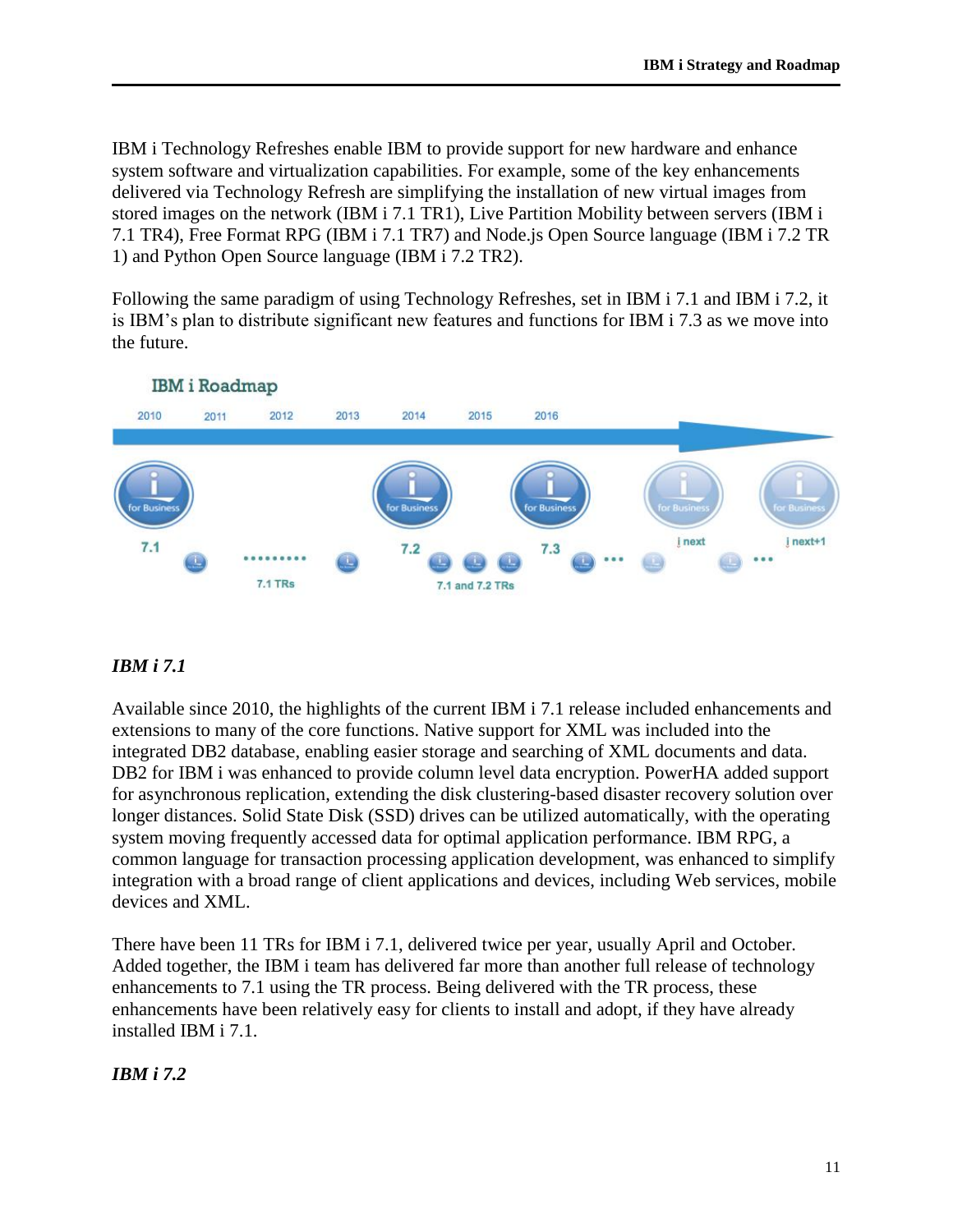IBM i Technology Refreshes enable IBM to provide support for new hardware and enhance system software and virtualization capabilities. For example, some of the key enhancements delivered via Technology Refresh are simplifying the installation of new virtual images from stored images on the network (IBM i 7.1 TR1), Live Partition Mobility between servers (IBM i 7.1 TR4), Free Format RPG (IBM i 7.1 TR7) and Node.js Open Source language (IBM i 7.2 TR 1) and Python Open Source language (IBM i 7.2 TR2).

Following the same paradigm of using Technology Refreshes, set in IBM i 7.1 and IBM i 7.2, it is IBM's plan to distribute significant new features and functions for IBM i 7.3 as we move into the future.

IBM i Roadmap

2010 2011 2012 2013 2014 2015 2016

7.1 ......... 7.1 TRs 7.2 7.1 and 7.2 TRs 7.3 ... i next ... i next+1

### *IBM i 7.1*

Available since 2010, the highlights of the current IBM i 7.1 release included enhancements and extensions to many of the core functions. Native support for XML was included into the integrated DB2 database, enabling easier storage and searching of XML documents and data. DB2 for IBM i was enhanced to provide column level data encryption. PowerHA added support for asynchronous replication, extending the disk clustering-based disaster recovery solution over longer distances. Solid State Disk (SSD) drives can be utilized automatically, with the operating system moving frequently accessed data for optimal application performance. IBM RPG, a common language for transaction processing application development, was enhanced to simplify integration with a broad range of client applications and devices, including Web services, mobile devices and XML.

There have been 11 TRs for IBM i 7.1, delivered twice per year, usually April and October. Added together, the IBM i team has delivered far more than another full release of technology enhancements to 7.1 using the TR process. Being delivered with the TR process, these enhancements have been relatively easy for clients to install and adopt, if they have already installed IBM i 7.1.

### *IBM i 7.2*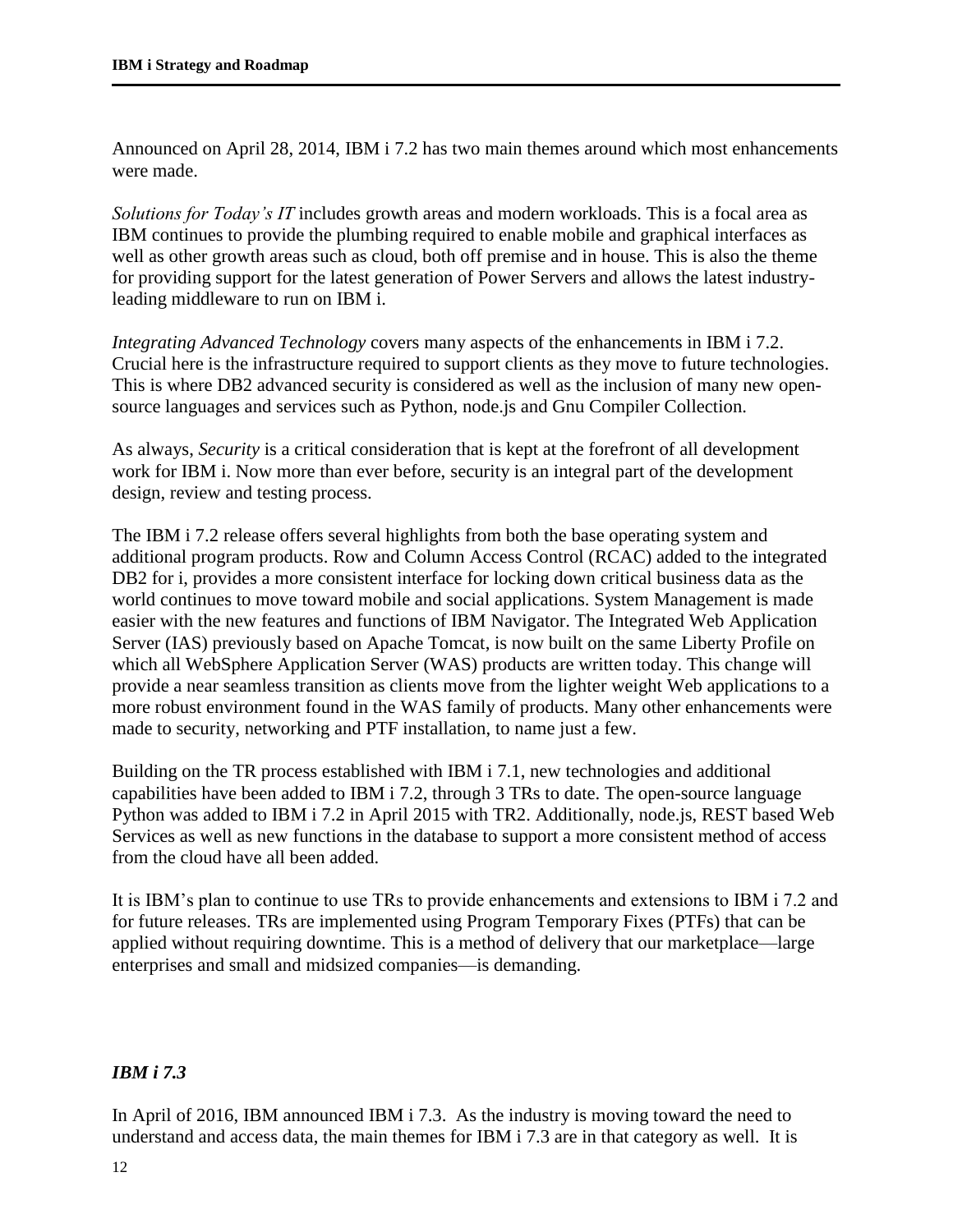Announced on April 28, 2014, IBM i 7.2 has two main themes around which most enhancements were made.

*Solutions for Today's IT* includes growth areas and modern workloads. This is a focal area as IBM continues to provide the plumbing required to enable mobile and graphical interfaces as well as other growth areas such as cloud, both off premise and in house. This is also the theme for providing support for the latest generation of Power Servers and allows the latest industry-leading middleware to run on IBM i.

*Integrating Advanced Technology* covers many aspects of the enhancements in IBM i 7.2. Crucial here is the infrastructure required to support clients as they move to future technologies. This is where DB2 advanced security is considered as well as the inclusion of many new open-source languages and services such as Python, node.js and Gnu Compiler Collection.

As always, *Security* is a critical consideration that is kept at the forefront of all development work for IBM i. Now more than ever before, security is an integral part of the development design, review and testing process.

The IBM i 7.2 release offers several highlights from both the base operating system and additional program products. Row and Column Access Control (RCAC) added to the integrated DB2 for i, provides a more consistent interface for locking down critical business data as the world continues to move toward mobile and social applications. System Management is made easier with the new features and functions of IBM Navigator. The Integrated Web Application Server (IAS) previously based on Apache Tomcat, is now built on the same Liberty Profile on which all WebSphere Application Server (WAS) products are written today. This change will provide a near seamless transition as clients move from the lighter weight Web applications to a more robust environment found in the WAS family of products. Many other enhancements were made to security, networking and PTF installation, to name just a few.

Building on the TR process established with IBM i 7.1, new technologies and additional capabilities have been added to IBM i 7.2, through 3 TRs to date. The open-source language Python was added to IBM i 7.2 in April 2015 with TR2. Additionally, node.js, REST based Web Services as well as new functions in the database to support a more consistent method of access from the cloud have all been added.

It is IBM's plan to continue to use TRs to provide enhancements and extensions to IBM i 7.2 and for future releases. TRs are implemented using Program Temporary Fixes (PTFs) that can be applied without requiring downtime. This is a method of delivery that our marketplace—large enterprises and small and midsized companies—is demanding.

### *IBM i 7.3*

In April of 2016, IBM announced IBM i 7.3. As the industry is moving toward the need to understand and access data, the main themes for IBM i 7.3 are in that category as well. It is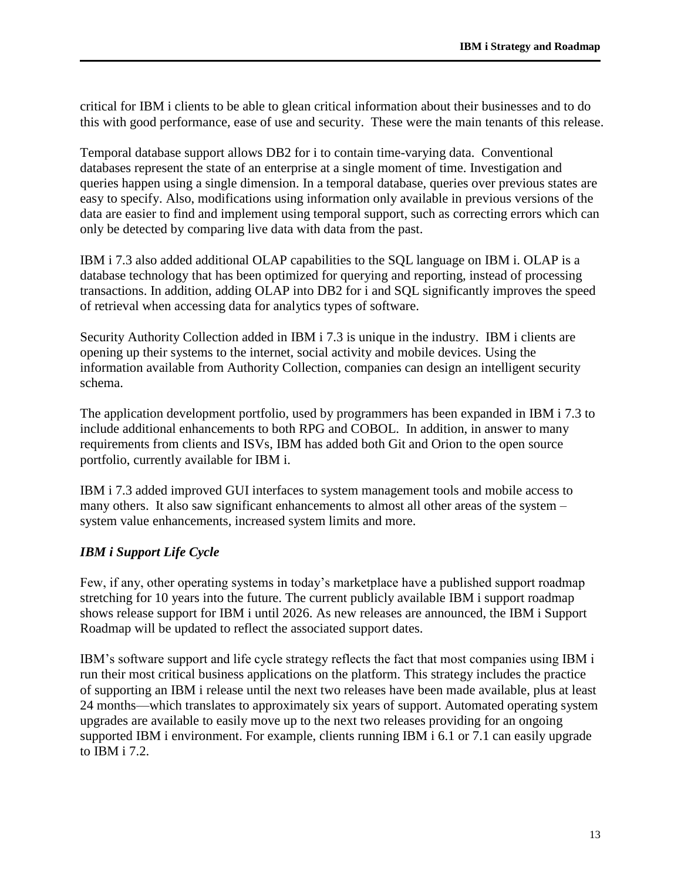critical for IBM i clients to be able to glean critical information about their businesses and to do this with good performance, ease of use and security. These were the main tenants of this release.

Temporal database support allows DB2 for i to contain time-varying data. Conventional databases represent the state of an enterprise at a single moment of time. Investigation and queries happen using a single dimension. In a temporal database, queries over previous states are easy to specify. Also, modifications using information only available in previous versions of the data are easier to find and implement using temporal support, such as correcting errors which can only be detected by comparing live data with data from the past.

IBM i 7.3 also added additional OLAP capabilities to the SQL language on IBM i. OLAP is a database technology that has been optimized for querying and reporting, instead of processing transactions. In addition, adding OLAP into DB2 for i and SQL significantly improves the speed of retrieval when accessing data for analytics types of software.

Security Authority Collection added in IBM i 7.3 is unique in the industry. IBM i clients are opening up their systems to the internet, social activity and mobile devices. Using the information available from Authority Collection, companies can design an intelligent security schema.

The application development portfolio, used by programmers has been expanded in IBM i 7.3 to include additional enhancements to both RPG and COBOL. In addition, in answer to many requirements from clients and ISVs, IBM has added both Git and Orion to the open source portfolio, currently available for IBM i.

IBM i 7.3 added improved GUI interfaces to system management tools and mobile access to many others. It also saw significant enhancements to almost all other areas of the system – system value enhancements, increased system limits and more.

### *IBM i Support Life Cycle*

Few, if any, other operating systems in today's marketplace have a published support roadmap stretching for 10 years into the future. The current publicly available IBM i support roadmap shows release support for IBM i until 2026. As new releases are announced, the IBM i Support Roadmap will be updated to reflect the associated support dates.

IBM's software support and life cycle strategy reflects the fact that most companies using IBM i run their most critical business applications on the platform. This strategy includes the practice of supporting an IBM i release until the next two releases have been made available, plus at least 24 months—which translates to approximately six years of support. Automated operating system upgrades are available to easily move up to the next two releases providing for an ongoing supported IBM i environment. For example, clients running IBM i 6.1 or 7.1 can easily upgrade to IBM i 7.2.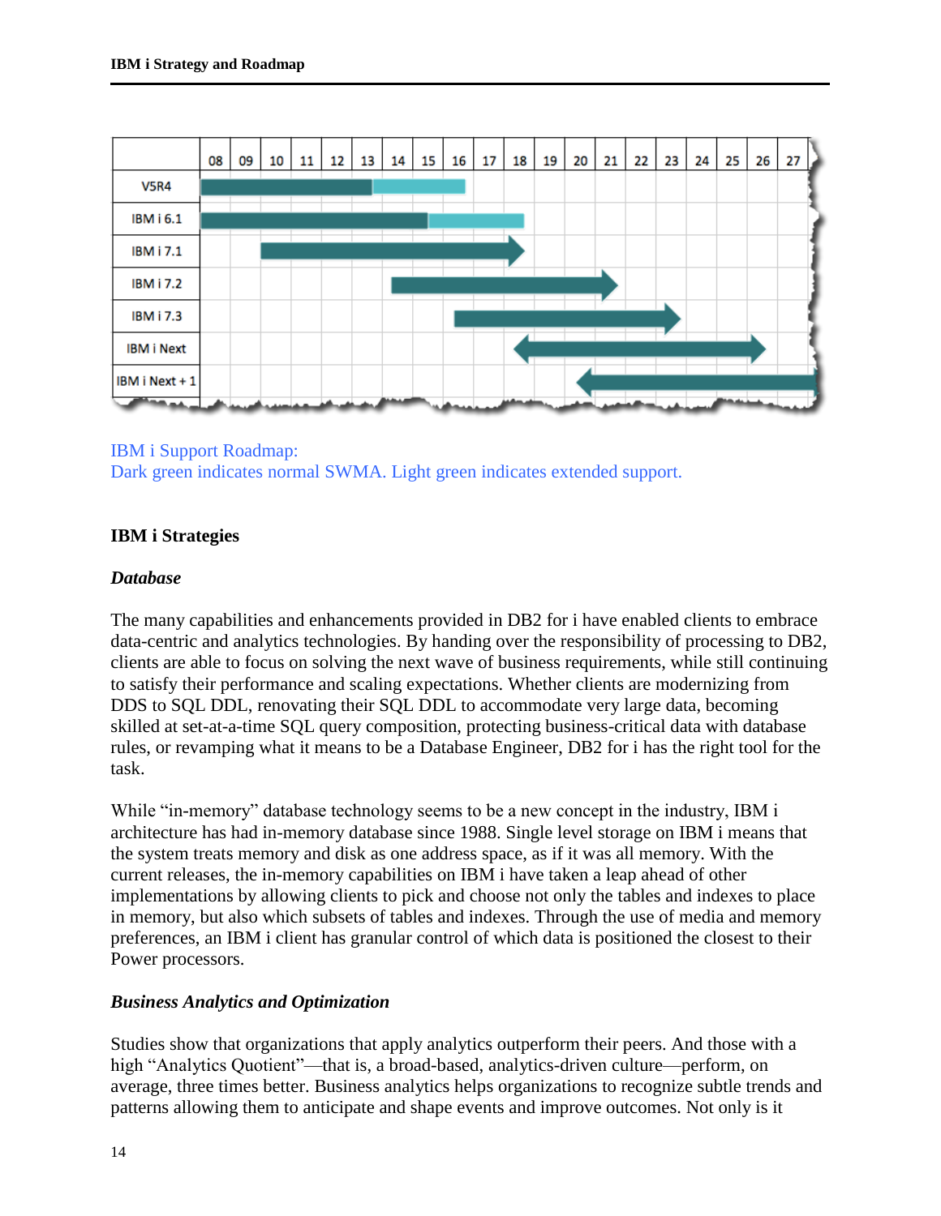IBM i Support Roadmap:
Dark green indicates normal SWMA. Light green indicates extended support.

## IBM i Strategies

### *Database*

The many capabilities and enhancements provided in DB2 for i have enabled clients to embrace data-centric and analytics technologies. By handing over the responsibility of processing to DB2, clients are able to focus on solving the next wave of business requirements, while still continuing to satisfy their performance and scaling expectations. Whether clients are modernizing from DDS to SQL DDL, renovating their SQL DDL to accommodate very large data, becoming skilled at set-at-a-time SQL query composition, protecting business-critical data with database rules, or revamping what it means to be a Database Engineer, DB2 for i has the right tool for the task.

While "in-memory" database technology seems to be a new concept in the industry, IBM i architecture has had in-memory database since 1988. Single level storage on IBM i means that the system treats memory and disk as one address space, as if it was all memory. With the current releases, the in-memory capabilities on IBM i have taken a leap ahead of other implementations by allowing clients to pick and choose not only the tables and indexes to place in memory, but also which subsets of tables and indexes. Through the use of media and memory preferences, an IBM i client has granular control of which data is positioned the closest to their Power processors.

### *Business Analytics and Optimization*

Studies show that organizations that apply analytics outperform their peers. And those with a high "Analytics Quotient"—that is, a broad-based, analytics-driven culture—perform, on average, three times better. Business analytics helps organizations to recognize subtle trends and patterns allowing them to anticipate and shape events and improve outcomes. Not only is it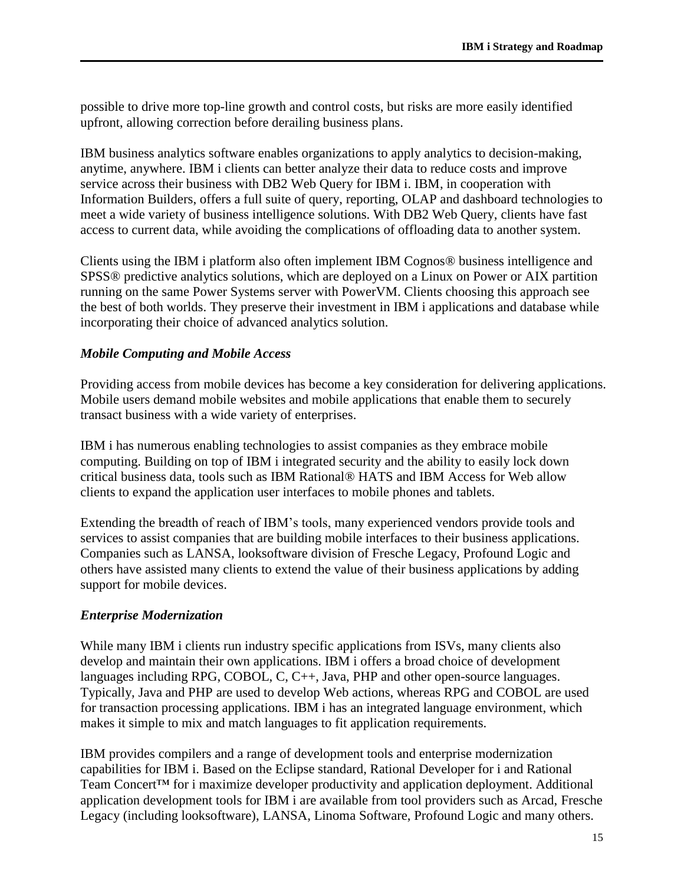possible to drive more top-line growth and control costs, but risks are more easily identified upfront, allowing correction before derailing business plans.

IBM business analytics software enables organizations to apply analytics to decision-making, anytime, anywhere. IBM i clients can better analyze their data to reduce costs and improve service across their business with DB2 Web Query for IBM i. IBM, in cooperation with Information Builders, offers a full suite of query, reporting, OLAP and dashboard technologies to meet a wide variety of business intelligence solutions. With DB2 Web Query, clients have fast access to current data, while avoiding the complications of offloading data to another system.

Clients using the IBM i platform also often implement IBM Cognos® business intelligence and SPSS® predictive analytics solutions, which are deployed on a Linux on Power or AIX partition running on the same Power Systems server with PowerVM. Clients choosing this approach see the best of both worlds. They preserve their investment in IBM i applications and database while incorporating their choice of advanced analytics solution.

### *Mobile Computing and Mobile Access*

Providing access from mobile devices has become a key consideration for delivering applications. Mobile users demand mobile websites and mobile applications that enable them to securely transact business with a wide variety of enterprises.

IBM i has numerous enabling technologies to assist companies as they embrace mobile computing. Building on top of IBM i integrated security and the ability to easily lock down critical business data, tools such as IBM Rational® HATS and IBM Access for Web allow clients to expand the application user interfaces to mobile phones and tablets.

Extending the breadth of reach of IBM's tools, many experienced vendors provide tools and services to assist companies that are building mobile interfaces to their business applications. Companies such as LANSA, looksoftware division of Fresche Legacy, Profound Logic and others have assisted many clients to extend the value of their business applications by adding support for mobile devices.

### *Enterprise Modernization*

While many IBM i clients run industry specific applications from ISVs, many clients also develop and maintain their own applications. IBM i offers a broad choice of development languages including RPG, COBOL, C, C++, Java, PHP and other open-source languages. Typically, Java and PHP are used to develop Web actions, whereas RPG and COBOL are used for transaction processing applications. IBM i has an integrated language environment, which makes it simple to mix and match languages to fit application requirements.

IBM provides compilers and a range of development tools and enterprise modernization capabilities for IBM i. Based on the Eclipse standard, Rational Developer for i and Rational Team Concert™ for i maximize developer productivity and application deployment. Additional application development tools for IBM i are available from tool providers such as Arcad, Fresche Legacy (including looksoftware), LANSA, Linoma Software, Profound Logic and many others.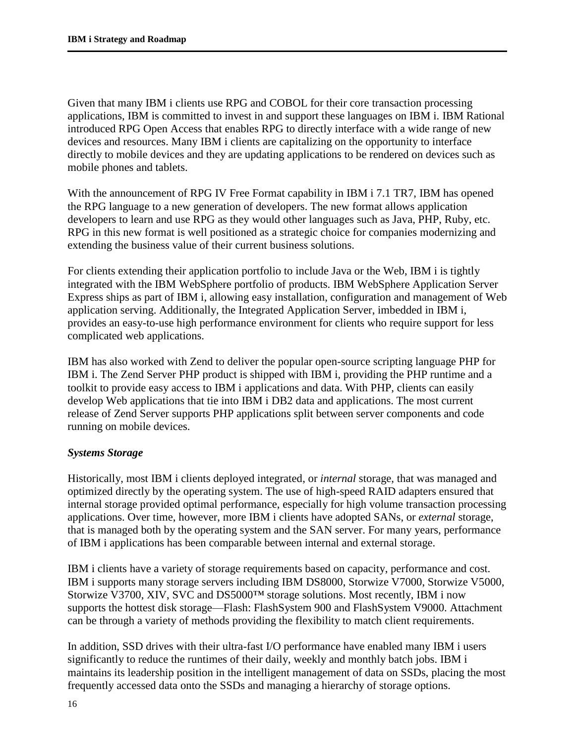Given that many IBM i clients use RPG and COBOL for their core transaction processing applications, IBM is committed to invest in and support these languages on IBM i. IBM Rational introduced RPG Open Access that enables RPG to directly interface with a wide range of new devices and resources. Many IBM i clients are capitalizing on the opportunity to interface directly to mobile devices and they are updating applications to be rendered on devices such as mobile phones and tablets.

With the announcement of RPG IV Free Format capability in IBM i 7.1 TR7, IBM has opened the RPG language to a new generation of developers. The new format allows application developers to learn and use RPG as they would other languages such as Java, PHP, Ruby, etc. RPG in this new format is well positioned as a strategic choice for companies modernizing and extending the business value of their current business solutions.

For clients extending their application portfolio to include Java or the Web, IBM i is tightly integrated with the IBM WebSphere portfolio of products. IBM WebSphere Application Server Express ships as part of IBM i, allowing easy installation, configuration and management of Web application serving. Additionally, the Integrated Application Server, imbedded in IBM i, provides an easy-to-use high performance environment for clients who require support for less complicated web applications.

IBM has also worked with Zend to deliver the popular open-source scripting language PHP for IBM i. The Zend Server PHP product is shipped with IBM i, providing the PHP runtime and a toolkit to provide easy access to IBM i applications and data. With PHP, clients can easily develop Web applications that tie into IBM i DB2 data and applications. The most current release of Zend Server supports PHP applications split between server components and code running on mobile devices.

### *Systems Storage*

Historically, most IBM i clients deployed integrated, or *internal* storage, that was managed and optimized directly by the operating system. The use of high-speed RAID adapters ensured that internal storage provided optimal performance, especially for high volume transaction processing applications. Over time, however, more IBM i clients have adopted SANs, or *external* storage, that is managed both by the operating system and the SAN server. For many years, performance of IBM i applications has been comparable between internal and external storage.

IBM i clients have a variety of storage requirements based on capacity, performance and cost. IBM i supports many storage servers including IBM DS8000, Storwize V7000, Storwize V5000, Storwize V3700, XIV, SVC and DS5000™ storage solutions. Most recently, IBM i now supports the hottest disk storage—Flash: FlashSystem 900 and FlashSystem V9000. Attachment can be through a variety of methods providing the flexibility to match client requirements.

In addition, SSD drives with their ultra-fast I/O performance have enabled many IBM i users significantly to reduce the runtimes of their daily, weekly and monthly batch jobs. IBM i maintains its leadership position in the intelligent management of data on SSDs, placing the most frequently accessed data onto the SSDs and managing a hierarchy of storage options.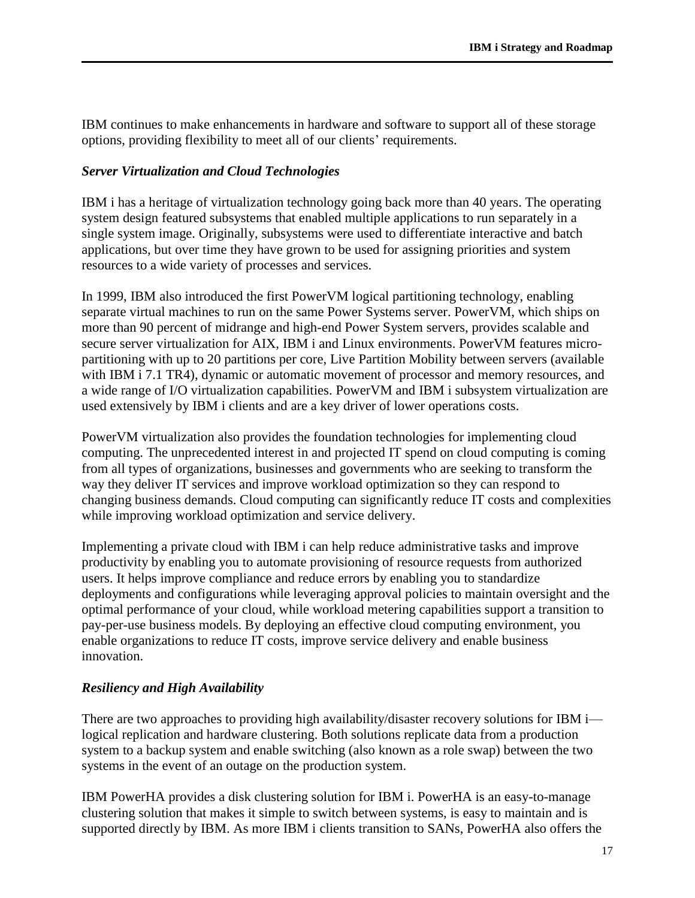IBM continues to make enhancements in hardware and software to support all of these storage options, providing flexibility to meet all of our clients' requirements.

### *Server Virtualization and Cloud Technologies*

IBM i has a heritage of virtualization technology going back more than 40 years. The operating system design featured subsystems that enabled multiple applications to run separately in a single system image. Originally, subsystems were used to differentiate interactive and batch applications, but over time they have grown to be used for assigning priorities and system resources to a wide variety of processes and services.

In 1999, IBM also introduced the first PowerVM logical partitioning technology, enabling separate virtual machines to run on the same Power Systems server. PowerVM, which ships on more than 90 percent of midrange and high-end Power System servers, provides scalable and secure server virtualization for AIX, IBM i and Linux environments. PowerVM features micro-partitioning with up to 20 partitions per core, Live Partition Mobility between servers (available with IBM i 7.1 TR4), dynamic or automatic movement of processor and memory resources, and a wide range of I/O virtualization capabilities. PowerVM and IBM i subsystem virtualization are used extensively by IBM i clients and are a key driver of lower operations costs.

PowerVM virtualization also provides the foundation technologies for implementing cloud computing. The unprecedented interest in and projected IT spend on cloud computing is coming from all types of organizations, businesses and governments who are seeking to transform the way they deliver IT services and improve workload optimization so they can respond to changing business demands. Cloud computing can significantly reduce IT costs and complexities while improving workload optimization and service delivery.

Implementing a private cloud with IBM i can help reduce administrative tasks and improve productivity by enabling you to automate provisioning of resource requests from authorized users. It helps improve compliance and reduce errors by enabling you to standardize deployments and configurations while leveraging approval policies to maintain oversight and the optimal performance of your cloud, while workload metering capabilities support a transition to pay-per-use business models. By deploying an effective cloud computing environment, you enable organizations to reduce IT costs, improve service delivery and enable business innovation.

### *Resiliency and High Availability*

There are two approaches to providing high availability/disaster recovery solutions for IBM i—logical replication and hardware clustering. Both solutions replicate data from a production system to a backup system and enable switching (also known as a role swap) between the two systems in the event of an outage on the production system.

IBM PowerHA provides a disk clustering solution for IBM i. PowerHA is an easy-to-manage clustering solution that makes it simple to switch between systems, is easy to maintain and is supported directly by IBM. As more IBM i clients transition to SANs, PowerHA also offers the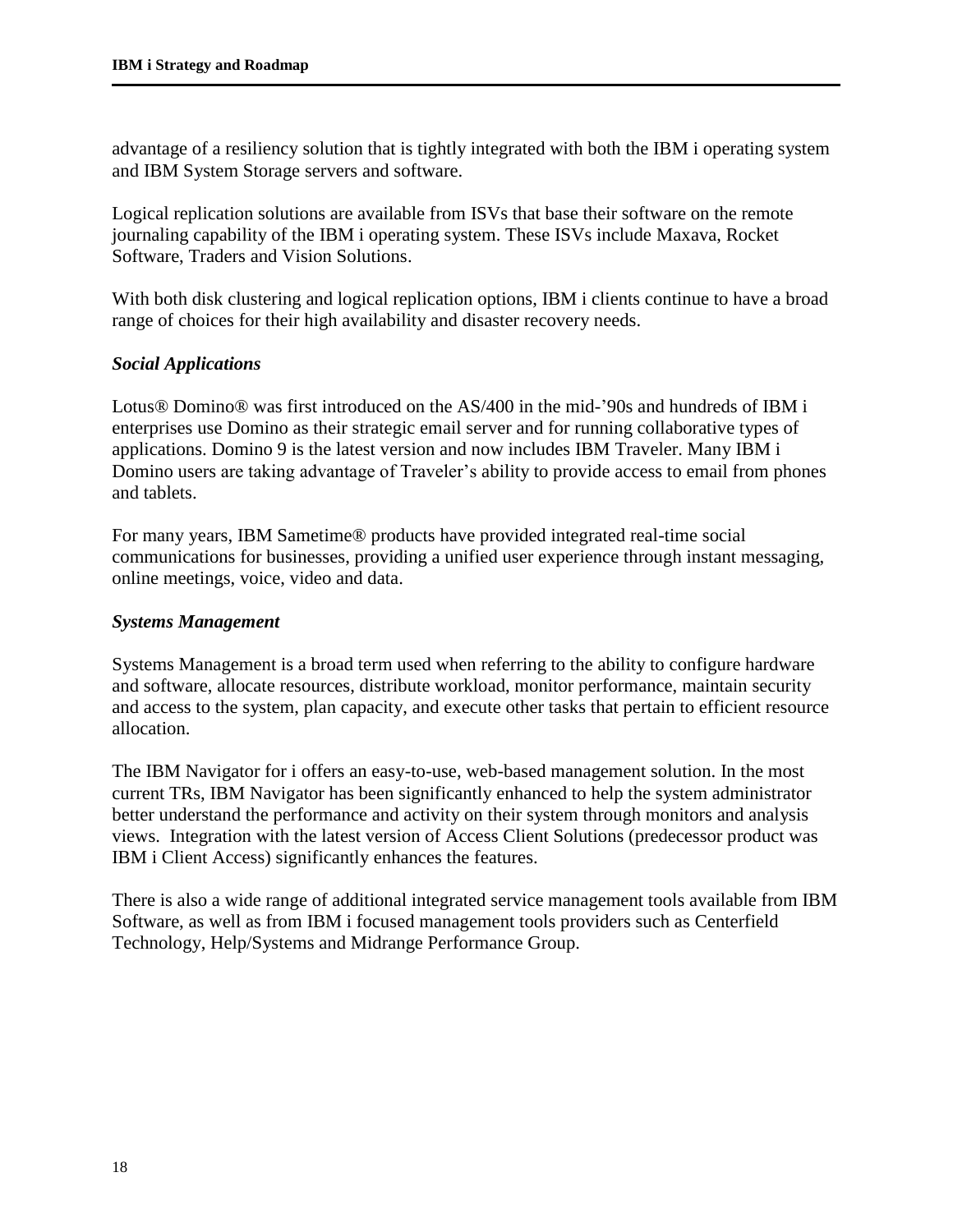advantage of a resiliency solution that is tightly integrated with both the IBM i operating system and IBM System Storage servers and software.

Logical replication solutions are available from ISVs that base their software on the remote journaling capability of the IBM i operating system. These ISVs include Maxava, Rocket Software, Traders and Vision Solutions.

With both disk clustering and logical replication options, IBM i clients continue to have a broad range of choices for their high availability and disaster recovery needs.

### *Social Applications*

Lotus® Domino® was first introduced on the AS/400 in the mid-'90s and hundreds of IBM i enterprises use Domino as their strategic email server and for running collaborative types of applications. Domino 9 is the latest version and now includes IBM Traveler. Many IBM i Domino users are taking advantage of Traveler's ability to provide access to email from phones and tablets.

For many years, IBM Sametime® products have provided integrated real-time social communications for businesses, providing a unified user experience through instant messaging, online meetings, voice, video and data.

### *Systems Management*

Systems Management is a broad term used when referring to the ability to configure hardware and software, allocate resources, distribute workload, monitor performance, maintain security and access to the system, plan capacity, and execute other tasks that pertain to efficient resource allocation.

The IBM Navigator for i offers an easy-to-use, web-based management solution. In the most current TRs, IBM Navigator has been significantly enhanced to help the system administrator better understand the performance and activity on their system through monitors and analysis views. Integration with the latest version of Access Client Solutions (predecessor product was IBM i Client Access) significantly enhances the features.

There is also a wide range of additional integrated service management tools available from IBM Software, as well as from IBM i focused management tools providers such as Centerfield Technology, Help/Systems and Midrange Performance Group.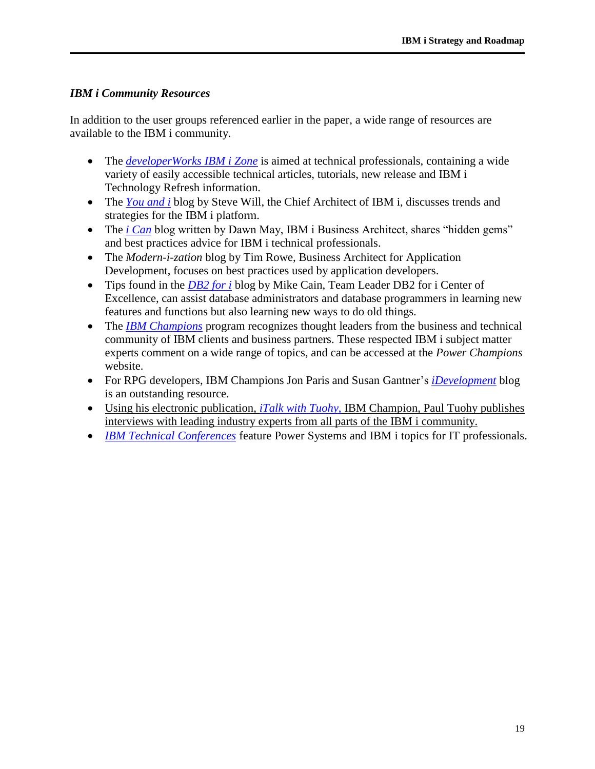### *IBM i Community Resources*

In addition to the user groups referenced earlier in the paper, a wide range of resources are available to the IBM i community.

- The *developerWorks IBM i Zone* is aimed at technical professionals, containing a wide variety of easily accessible technical articles, tutorials, new release and IBM i Technology Refresh information.
- The *You and i* blog by Steve Will, the Chief Architect of IBM i, discusses trends and strategies for the IBM i platform.
- The *i Can* blog written by Dawn May, IBM i Business Architect, shares "hidden gems" and best practices advice for IBM i technical professionals.
- The *Modern-i-zation* blog by Tim Rowe, Business Architect for Application Development, focuses on best practices used by application developers.
- Tips found in the *DB2 for i* blog by Mike Cain, Team Leader DB2 for i Center of Excellence, can assist database administrators and database programmers in learning new features and functions but also learning new ways to do old things.
- The *IBM Champions* program recognizes thought leaders from the business and technical community of IBM clients and business partners. These respected IBM i subject matter experts comment on a wide range of topics, and can be accessed at the *Power Champions* website.
- For RPG developers, IBM Champions Jon Paris and Susan Gantner's *iDevelopment* blog is an outstanding resource.
- Using his electronic publication, *iTalk with Tuohy,* IBM Champion, Paul Tuohy publishes interviews with leading industry experts from all parts of the IBM i community.
- *IBM Technical Conferences* feature Power Systems and IBM i topics for IT professionals.